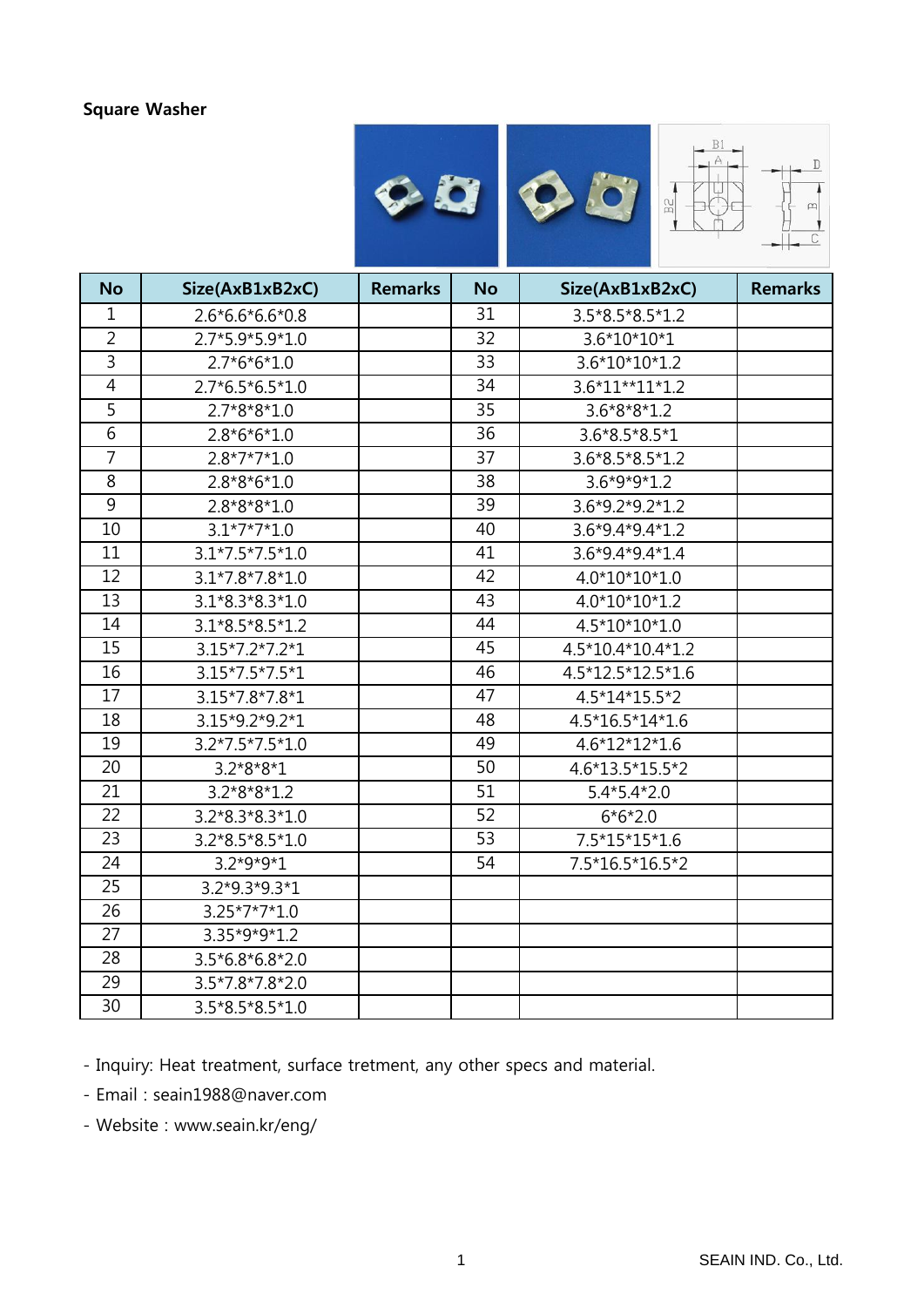**Square Washer**

| No | Size(AxB1xB2xC) | Remarks | No | Size(AxB1xB2xC) | Remarks |
|---|---|---|---|---|---|
| 1 | 2.6*6.6*6.6*0.8 | | 31 | 3.5*8.5*8.5*1.2 | |
| 2 | 2.7*5.9*5.9*1.0 | | 32 | 3.6*10*10*1 | |
| 3 | 2.7*6*6*1.0 | | 33 | 3.6*10*10*1.2 | |
| 4 | 2.7*6.5*6.5*1.0 | | 34 | 3.6*11**11*1.2 | |
| 5 | 2.7*8*8*1.0 | | 35 | 3.6*8*8*1.2 | |
| 6 | 2.8*6*6*1.0 | | 36 | 3.6*8.5*8.5*1 | |
| 7 | 2.8*7*7*1.0 | | 37 | 3.6*8.5*8.5*1.2 | |
| 8 | 2.8*8*6*1.0 | | 38 | 3.6*9*9*1.2 | |
| 9 | 2.8*8*8*1.0 | | 39 | 3.6*9.2*9.2*1.2 | |
| 10 | 3.1*7*7*1.0 | | 40 | 3.6*9.4*9.4*1.2 | |
| 11 | 3.1*7.5*7.5*1.0 | | 41 | 3.6*9.4*9.4*1.4 | |
| 12 | 3.1*7.8*7.8*1.0 | | 42 | 4.0*10*10*1.0 | |
| 13 | 3.1*8.3*8.3*1.0 | | 43 | 4.0*10*10*1.2 | |
| 14 | 3.1*8.5*8.5*1.2 | | 44 | 4.5*10*10*1.0 | |
| 15 | 3.15*7.2*7.2*1 | | 45 | 4.5*10.4*10.4*1.2 | |
| 16 | 3.15*7.5*7.5*1 | | 46 | 4.5*12.5*12.5*1.6 | |
| 17 | 3.15*7.8*7.8*1 | | 47 | 4.5*14*15.5*2 | |
| 18 | 3.15*9.2*9.2*1 | | 48 | 4.5*16.5*14*1.6 | |
| 19 | 3.2*7.5*7.5*1.0 | | 49 | 4.6*12*12*1.6 | |
| 20 | 3.2*8*8*1 | | 50 | 4.6*13.5*15.5*2 | |
| 21 | 3.2*8*8*1.2 | | 51 | 5.4*5.4*2.0 | |
| 22 | 3.2*8.3*8.3*1.0 | | 52 | 6*6*2.0 | |
| 23 | 3.2*8.5*8.5*1.0 | | 53 | 7.5*15*15*1.6 | |
| 24 | 3.2*9*9*1 | | 54 | 7.5*16.5*16.5*2 | |
| 25 | 3.2*9.3*9.3*1 | | | | |
| 26 | 3.25*7*7*1.0 | | | | |
| 27 | 3.35*9*9*1.2 | | | | |
| 28 | 3.5*6.8*6.8*2.0 | | | | |
| 29 | 3.5*7.8*7.8*2.0 | | | | |
| 30 | 3.5*8.5*8.5*1.0 | | | | |

- Inquiry: Heat treatment, surface tretment, any other specs and material.
- Email : seain1988@naver.com
- Website : www.seain.kr/eng/

SEAIN IND. Co., Ltd.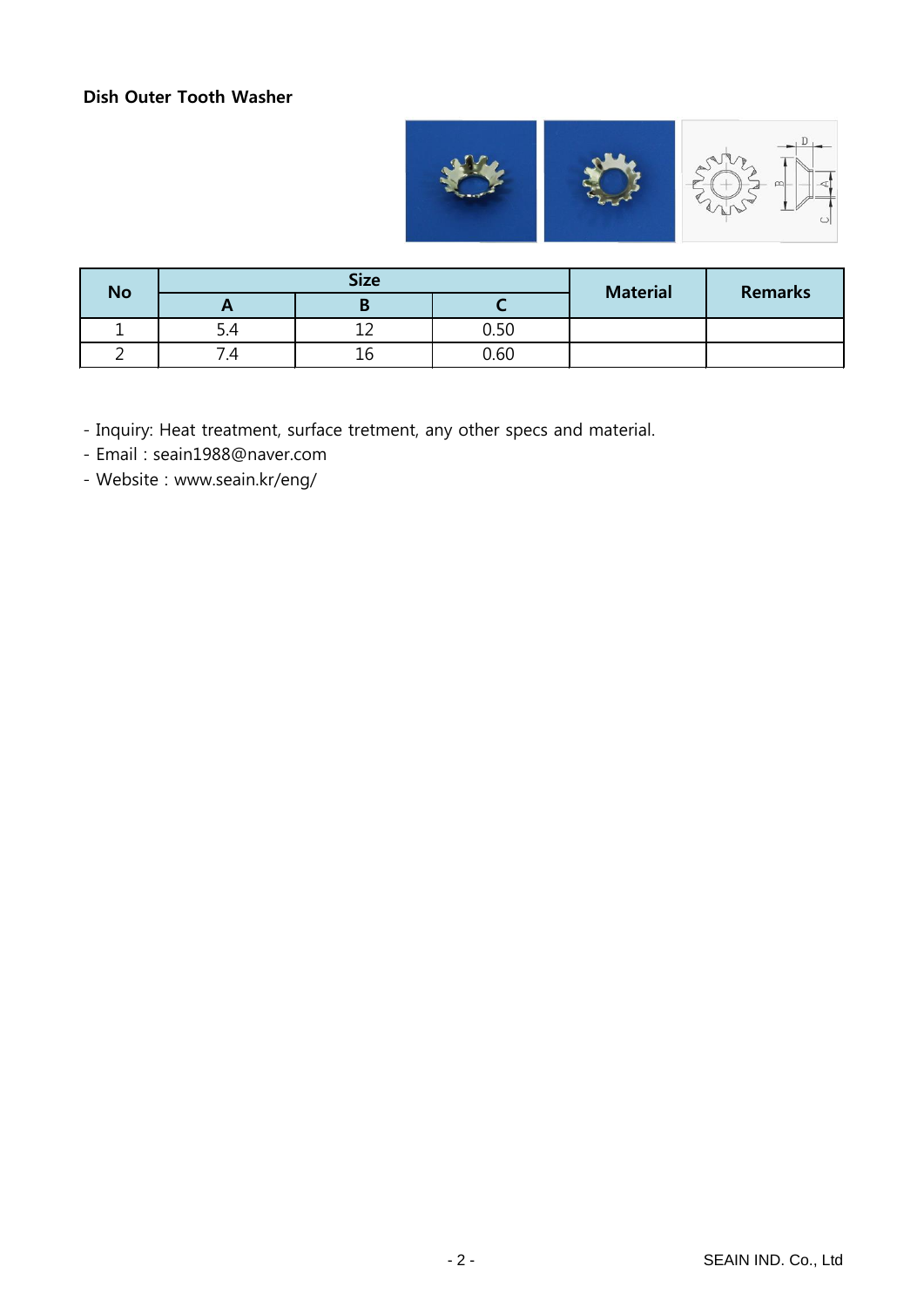**Dish Outer Tooth Washer**

| No | Size | | | Material | Remarks |
|---|---|---|---|---|---|
| | A | B | C | | |
| 1 | 5.4 | 12 | 0.50 | | |
| 2 | 7.4 | 16 | 0.60 | | |

- Inquiry: Heat treatment, surface tretment, any other specs and material.
- Email : seain1988@naver.com
- Website : www.seain.kr/eng/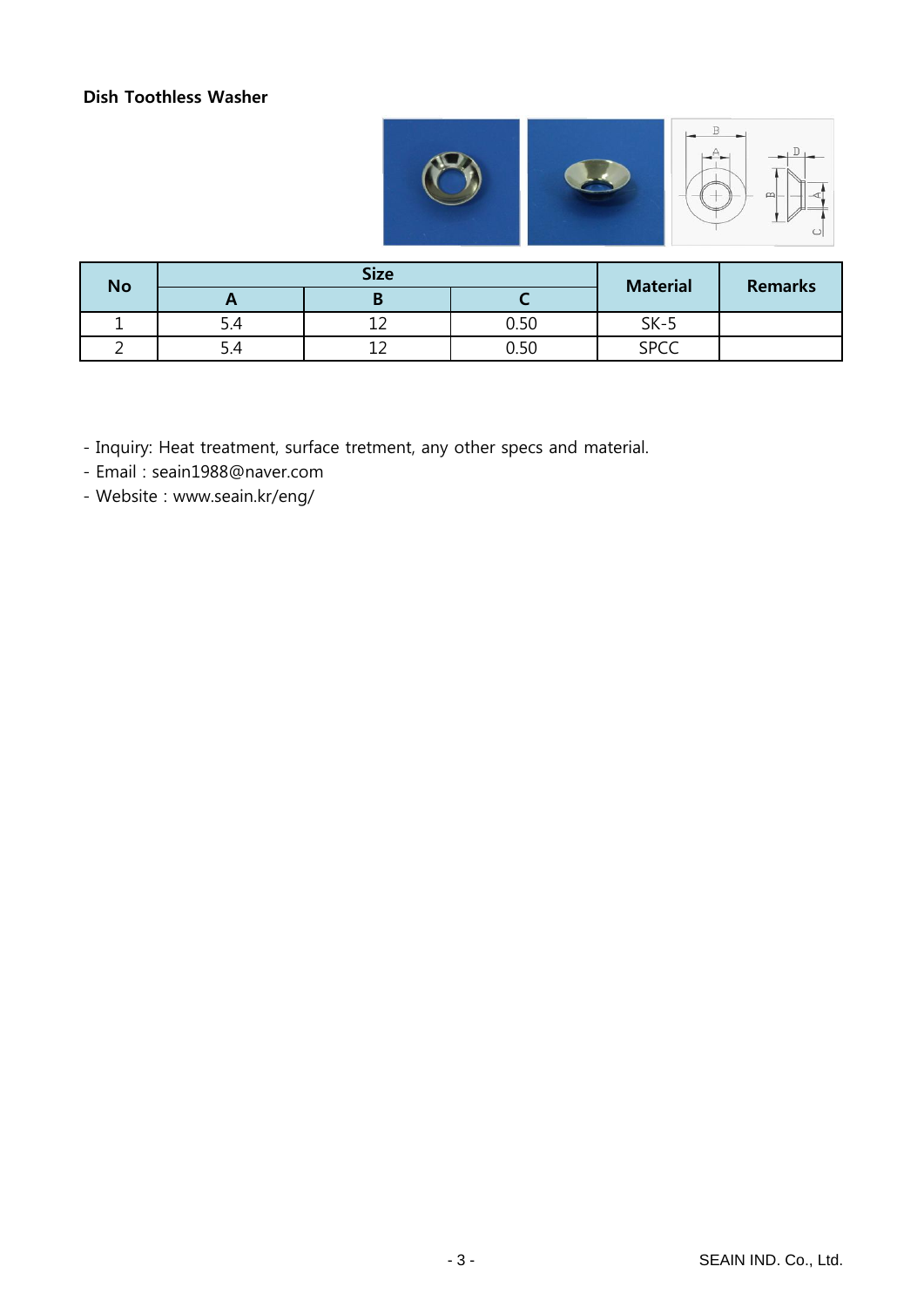**Dish Toothless Washer**

| No | Size | | | Material | Remarks |
|---|---|---|---|---|---|
| | A | B | C | | |
| 1 | 5.4 | 12 | 0.50 | SK-5 | |
| 2 | 5.4 | 12 | 0.50 | SPCC | |

- Inquiry: Heat treatment, surface tretment, any other specs and material.
- Email : seain1988@naver.com
- Website : www.seain.kr/eng/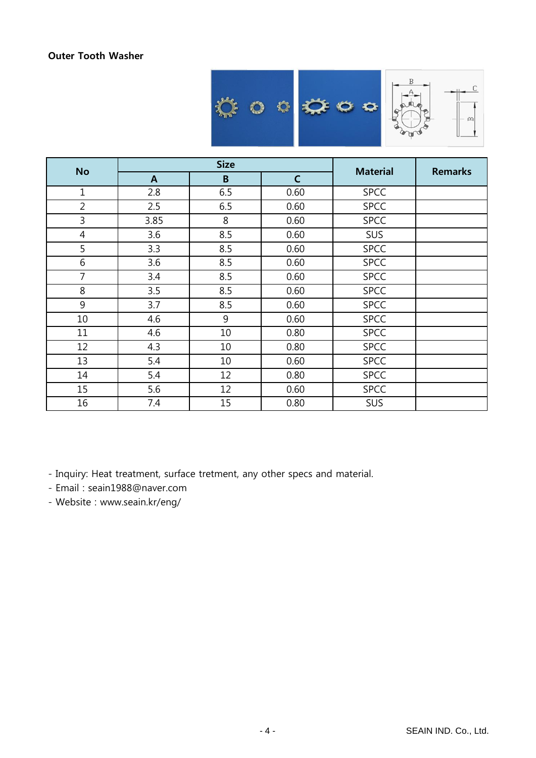**Outer Tooth Washer**

| No | Size | | | Material | Remarks |
|---|---|---|---|---|---|
| | A | B | C | | |
| 1 | 2.8 | 6.5 | 0.60 | SPCC | |
| 2 | 2.5 | 6.5 | 0.60 | SPCC | |
| 3 | 3.85 | 8 | 0.60 | SPCC | |
| 4 | 3.6 | 8.5 | 0.60 | SUS | |
| 5 | 3.3 | 8.5 | 0.60 | SPCC | |
| 6 | 3.6 | 8.5 | 0.60 | SPCC | |
| 7 | 3.4 | 8.5 | 0.60 | SPCC | |
| 8 | 3.5 | 8.5 | 0.60 | SPCC | |
| 9 | 3.7 | 8.5 | 0.60 | SPCC | |
| 10 | 4.6 | 9 | 0.60 | SPCC | |
| 11 | 4.6 | 10 | 0.80 | SPCC | |
| 12 | 4.3 | 10 | 0.80 | SPCC | |
| 13 | 5.4 | 10 | 0.60 | SPCC | |
| 14 | 5.4 | 12 | 0.80 | SPCC | |
| 15 | 5.6 | 12 | 0.60 | SPCC | |
| 16 | 7.4 | 15 | 0.80 | SUS | |

- Inquiry: Heat treatment, surface tretment, any other specs and material.
- Email : seain1988@naver.com
- Website : www.seain.kr/eng/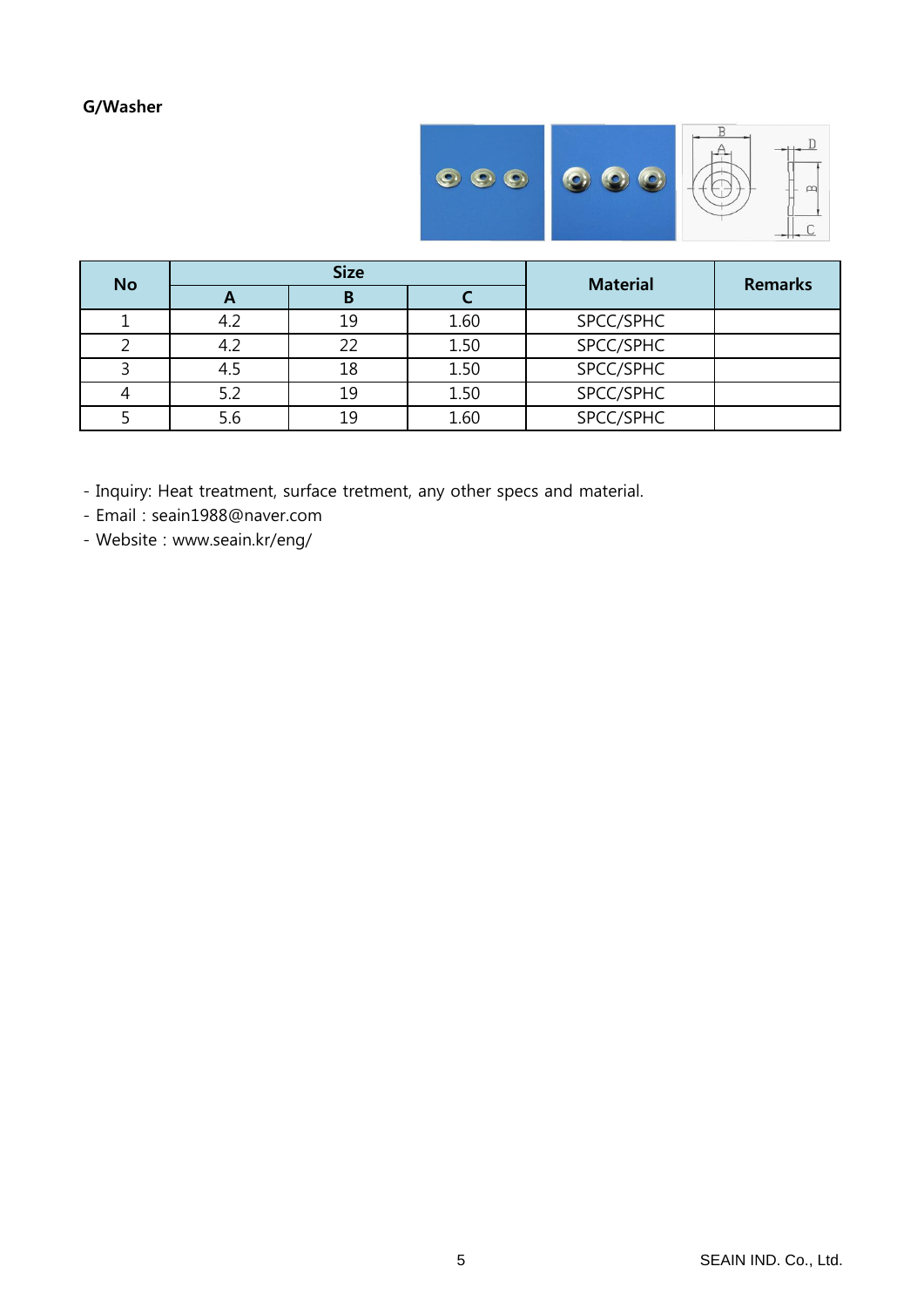**G/Washer**

| No | Size | | | Material | Remarks |
|---|---|---|---|---|---|
| | A | B | C | | |
| 1 | 4.2 | 19 | 1.60 | SPCC/SPHC | |
| 2 | 4.2 | 22 | 1.50 | SPCC/SPHC | |
| 3 | 4.5 | 18 | 1.50 | SPCC/SPHC | |
| 4 | 5.2 | 19 | 1.50 | SPCC/SPHC | |
| 5 | 5.6 | 19 | 1.60 | SPCC/SPHC | |

- Inquiry: Heat treatment, surface tretment, any other specs and material.
- Email : seain1988@naver.com
- Website : www.seain.kr/eng/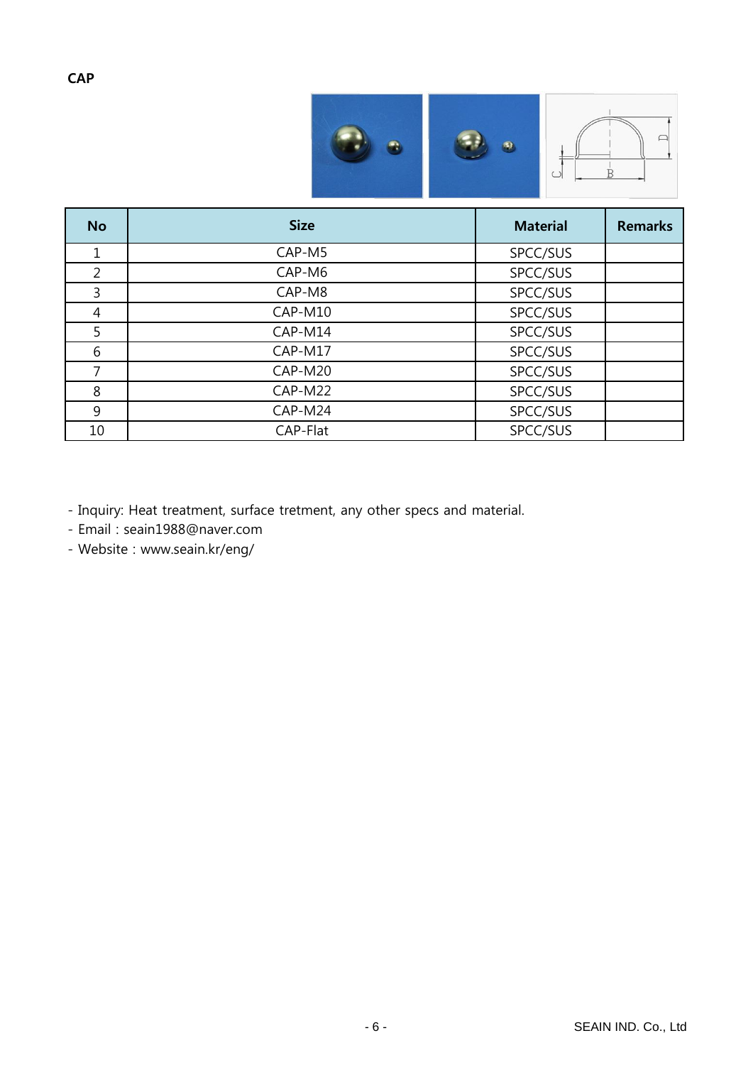**CAP**

| No | Size | Material | Remarks |
|---|---|---|---|
| 1 | CAP-M5 | SPCC/SUS | |
| 2 | CAP-M6 | SPCC/SUS | |
| 3 | CAP-M8 | SPCC/SUS | |
| 4 | CAP-M10 | SPCC/SUS | |
| 5 | CAP-M14 | SPCC/SUS | |
| 6 | CAP-M17 | SPCC/SUS | |
| 7 | CAP-M20 | SPCC/SUS | |
| 8 | CAP-M22 | SPCC/SUS | |
| 9 | CAP-M24 | SPCC/SUS | |
| 10 | CAP-Flat | SPCC/SUS | |

- Inquiry: Heat treatment, surface tretment, any other specs and material.
- Email : seain1988@naver.com
- Website : www.seain.kr/eng/

SEAIN IND. Co., Ltd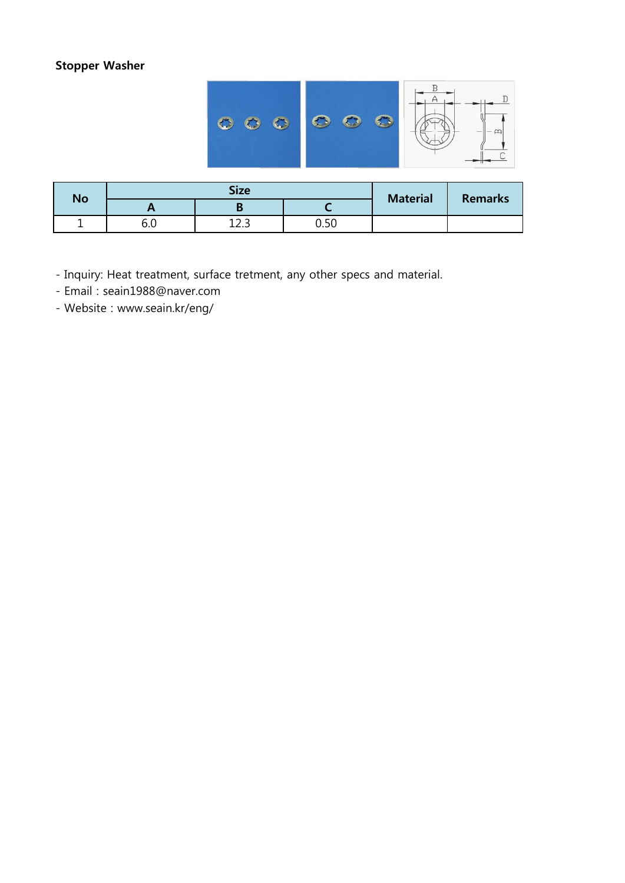**Stopper Washer**

| No | Size | | | Material | Remarks |
|---|---|---|---|---|---|
| | A | B | C | | |
| 1 | 6.0 | 12.3 | 0.50 | | |

- Inquiry: Heat treatment, surface tretment, any other specs and material.
- Email : seain1988@naver.com
- Website : www.seain.kr/eng/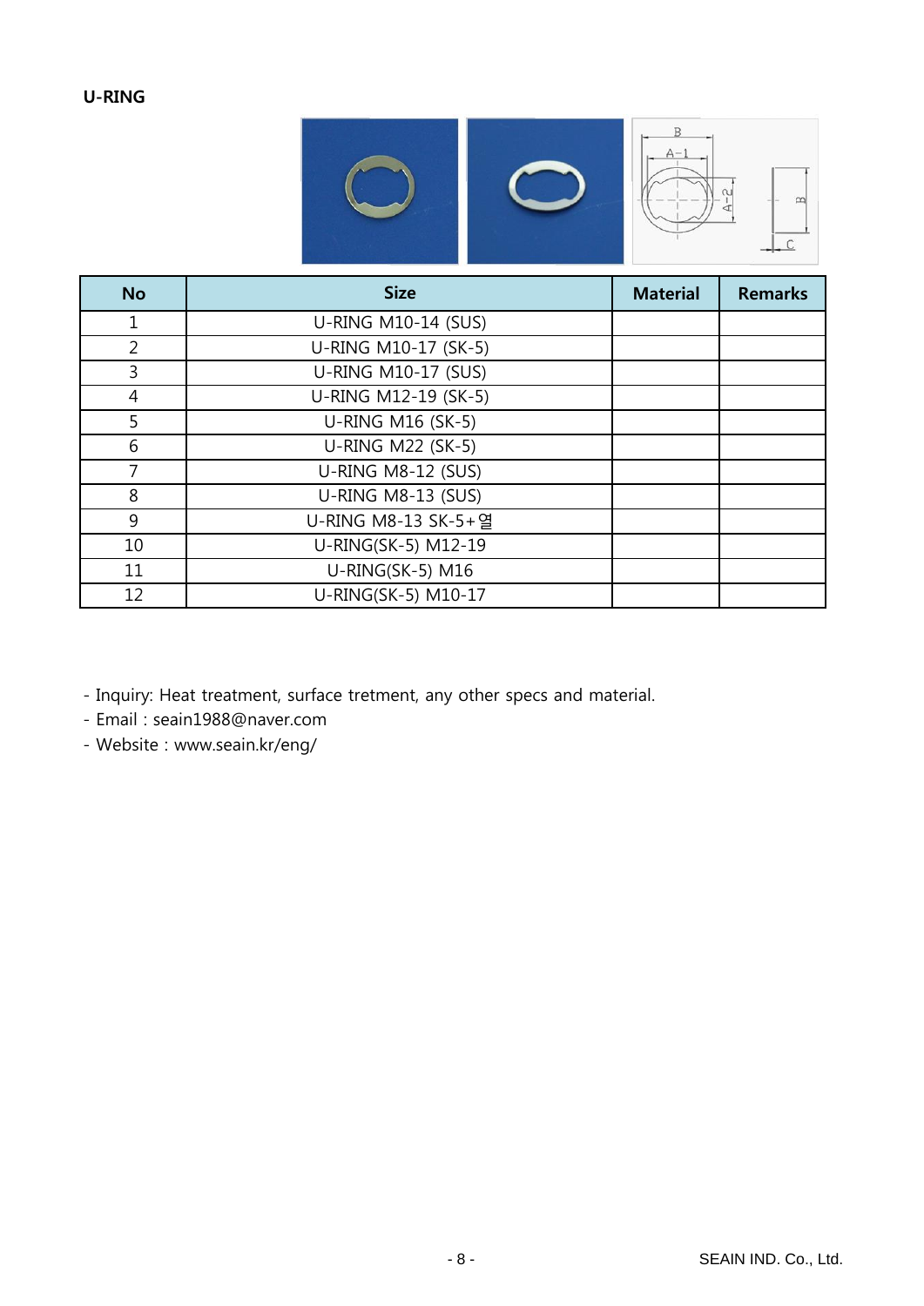**U-RING**

| No | Size | Material | Remarks |
|---|---|---|---|
| 1 | U-RING M10-14 (SUS) | | |
| 2 | U-RING M10-17 (SK-5) | | |
| 3 | U-RING M10-17 (SUS) | | |
| 4 | U-RING M12-19 (SK-5) | | |
| 5 | U-RING M16 (SK-5) | | |
| 6 | U-RING M22 (SK-5) | | |
| 7 | U-RING M8-12 (SUS) | | |
| 8 | U-RING M8-13 (SUS) | | |
| 9 | U-RING M8-13 SK-5+열 | | |
| 10 | U-RING(SK-5) M12-19 | | |
| 11 | U-RING(SK-5) M16 | | |
| 12 | U-RING(SK-5) M10-17 | | |

- Inquiry: Heat treatment, surface tretment, any other specs and material.
- Email : seain1988@naver.com
- Website : www.seain.kr/eng/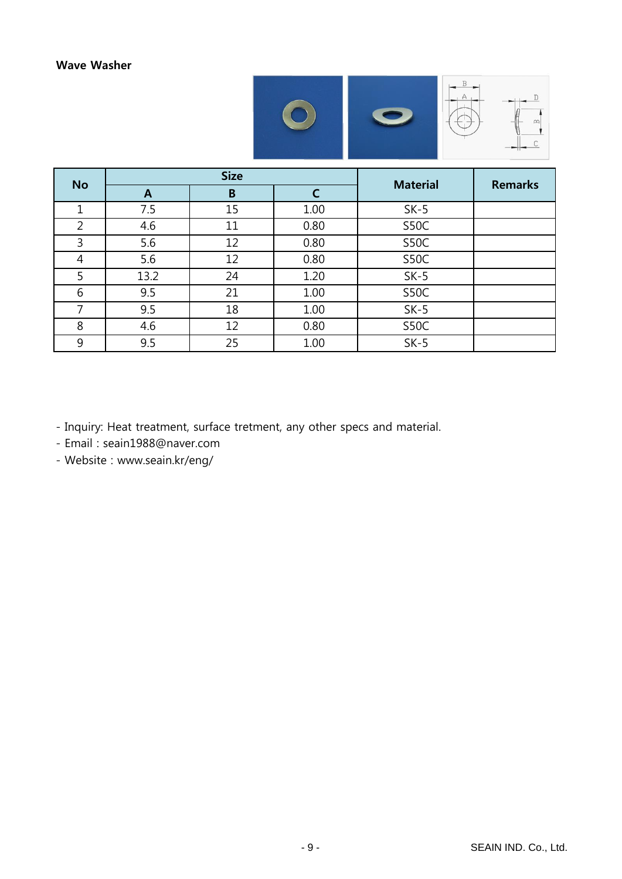**Wave Washer**

| No | Size | | | Material | Remarks |
|---|---|---|---|---|---|
| | A | B | C | | |
| 1 | 7.5 | 15 | 1.00 | SK-5 | |
| 2 | 4.6 | 11 | 0.80 | S50C | |
| 3 | 5.6 | 12 | 0.80 | S50C | |
| 4 | 5.6 | 12 | 0.80 | S50C | |
| 5 | 13.2 | 24 | 1.20 | SK-5 | |
| 6 | 9.5 | 21 | 1.00 | S50C | |
| 7 | 9.5 | 18 | 1.00 | SK-5 | |
| 8 | 4.6 | 12 | 0.80 | S50C | |
| 9 | 9.5 | 25 | 1.00 | SK-5 | |

- Inquiry: Heat treatment, surface tretment, any other specs and material.
- Email : seain1988@naver.com
- Website : www.seain.kr/eng/

SEAIN IND. Co., Ltd.